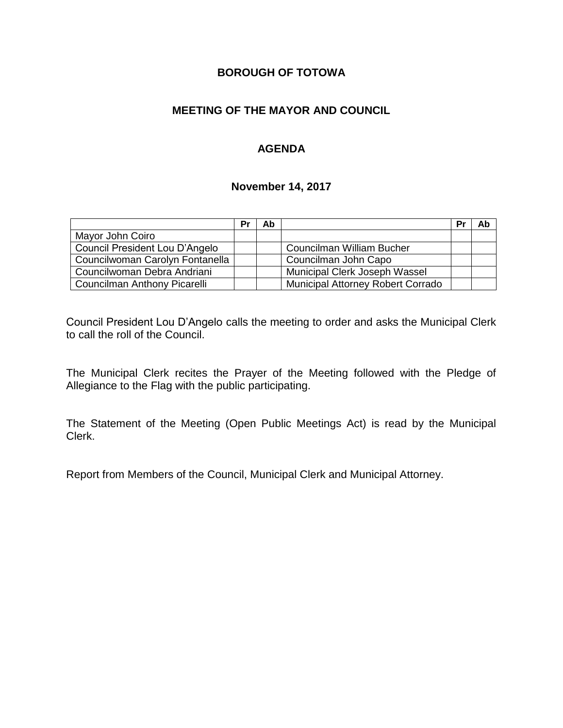# BOROUGH OF TOTOWA

## MEETING OF THE MAYOR AND COUNCIL

## AGENDA

### November 14, 2017

| | Pr | Ab | | Pr | Ab |
|---|---|---|---|---|---|
| Mayor John Coiro | | | | | |
| Council President Lou D'Angelo | | | Councilman William Bucher | | |
| Councilwoman Carolyn Fontanella | | | Councilman John Capo | | |
| Councilwoman Debra Andriani | | | Municipal Clerk Joseph Wassel | | |
| Councilman Anthony Picarelli | | | Municipal Attorney Robert Corrado | | |

Council President Lou D'Angelo calls the meeting to order and asks the Municipal Clerk to call the roll of the Council.

The Municipal Clerk recites the Prayer of the Meeting followed with the Pledge of Allegiance to the Flag with the public participating.

The Statement of the Meeting (Open Public Meetings Act) is read by the Municipal Clerk.

Report from Members of the Council, Municipal Clerk and Municipal Attorney.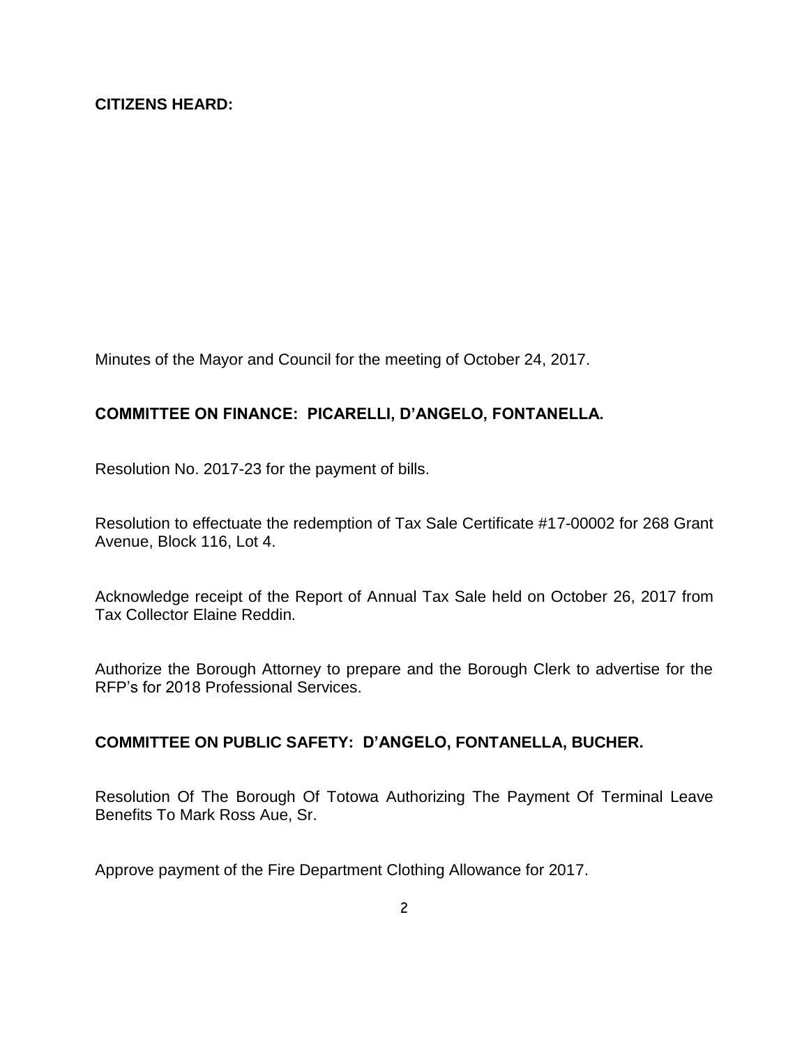**CITIZENS HEARD:**

Minutes of the Mayor and Council for the meeting of October 24, 2017.

**COMMITTEE ON FINANCE: PICARELLI, D'ANGELO, FONTANELLA.**

Resolution No. 2017-23 for the payment of bills.

Resolution to effectuate the redemption of Tax Sale Certificate #17-00002 for 268 Grant Avenue, Block 116, Lot 4.

Acknowledge receipt of the Report of Annual Tax Sale held on October 26, 2017 from Tax Collector Elaine Reddin.

Authorize the Borough Attorney to prepare and the Borough Clerk to advertise for the RFP's for 2018 Professional Services.

**COMMITTEE ON PUBLIC SAFETY: D'ANGELO, FONTANELLA, BUCHER.**

Resolution Of The Borough Of Totowa Authorizing The Payment Of Terminal Leave Benefits To Mark Ross Aue, Sr.

Approve payment of the Fire Department Clothing Allowance for 2017.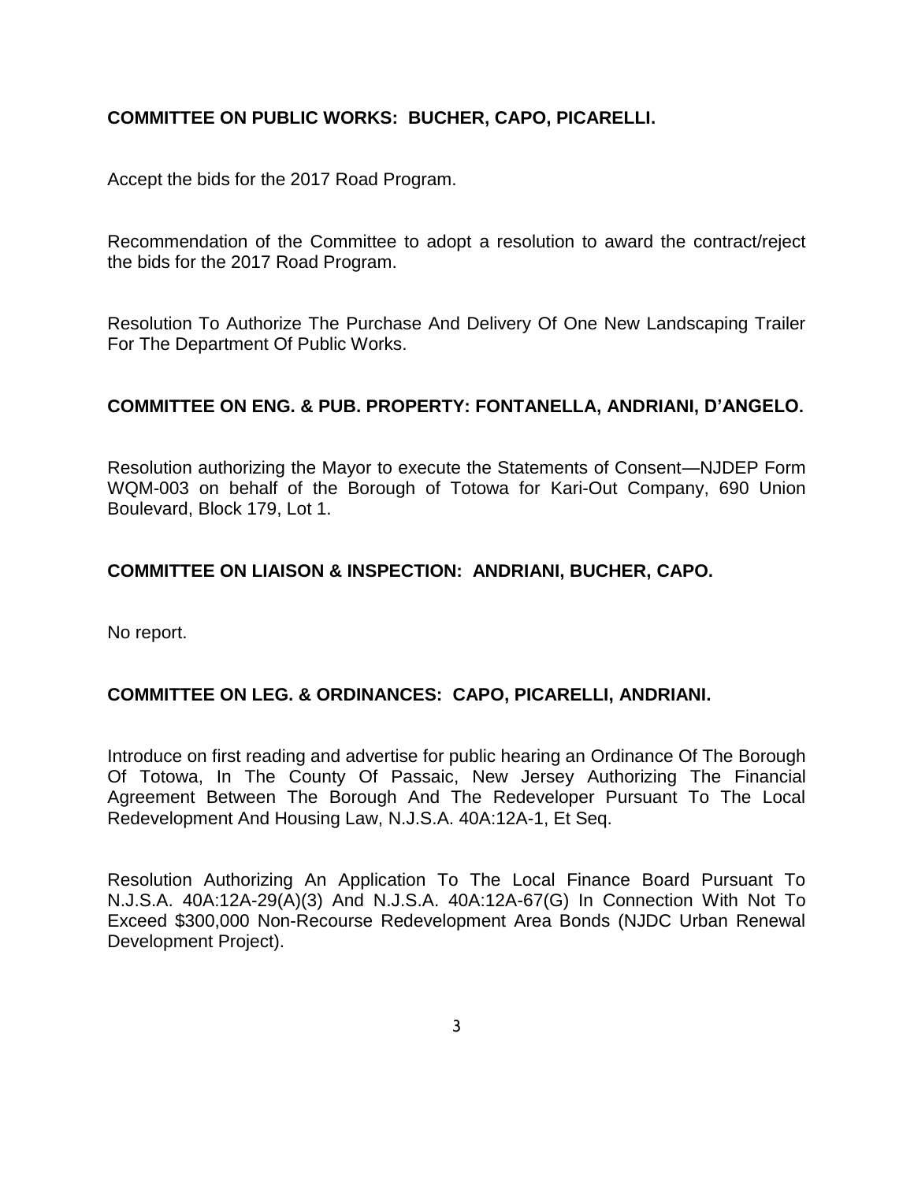**COMMITTEE ON PUBLIC WORKS: BUCHER, CAPO, PICARELLI.**

Accept the bids for the 2017 Road Program.

Recommendation of the Committee to adopt a resolution to award the contract/reject the bids for the 2017 Road Program.

Resolution To Authorize The Purchase And Delivery Of One New Landscaping Trailer For The Department Of Public Works.

**COMMITTEE ON ENG. & PUB. PROPERTY: FONTANELLA, ANDRIANI, D'ANGELO.**

Resolution authorizing the Mayor to execute the Statements of Consent—NJDEP Form WQM-003 on behalf of the Borough of Totowa for Kari-Out Company, 690 Union Boulevard, Block 179, Lot 1.

**COMMITTEE ON LIAISON & INSPECTION: ANDRIANI, BUCHER, CAPO.**

No report.

**COMMITTEE ON LEG. & ORDINANCES: CAPO, PICARELLI, ANDRIANI.**

Introduce on first reading and advertise for public hearing an Ordinance Of The Borough Of Totowa, In The County Of Passaic, New Jersey Authorizing The Financial Agreement Between The Borough And The Redeveloper Pursuant To The Local Redevelopment And Housing Law, N.J.S.A. 40A:12A-1, Et Seq.

Resolution Authorizing An Application To The Local Finance Board Pursuant To N.J.S.A. 40A:12A-29(A)(3) And N.J.S.A. 40A:12A-67(G) In Connection With Not To Exceed $300,000 Non-Recourse Redevelopment Area Bonds (NJDC Urban Renewal Development Project).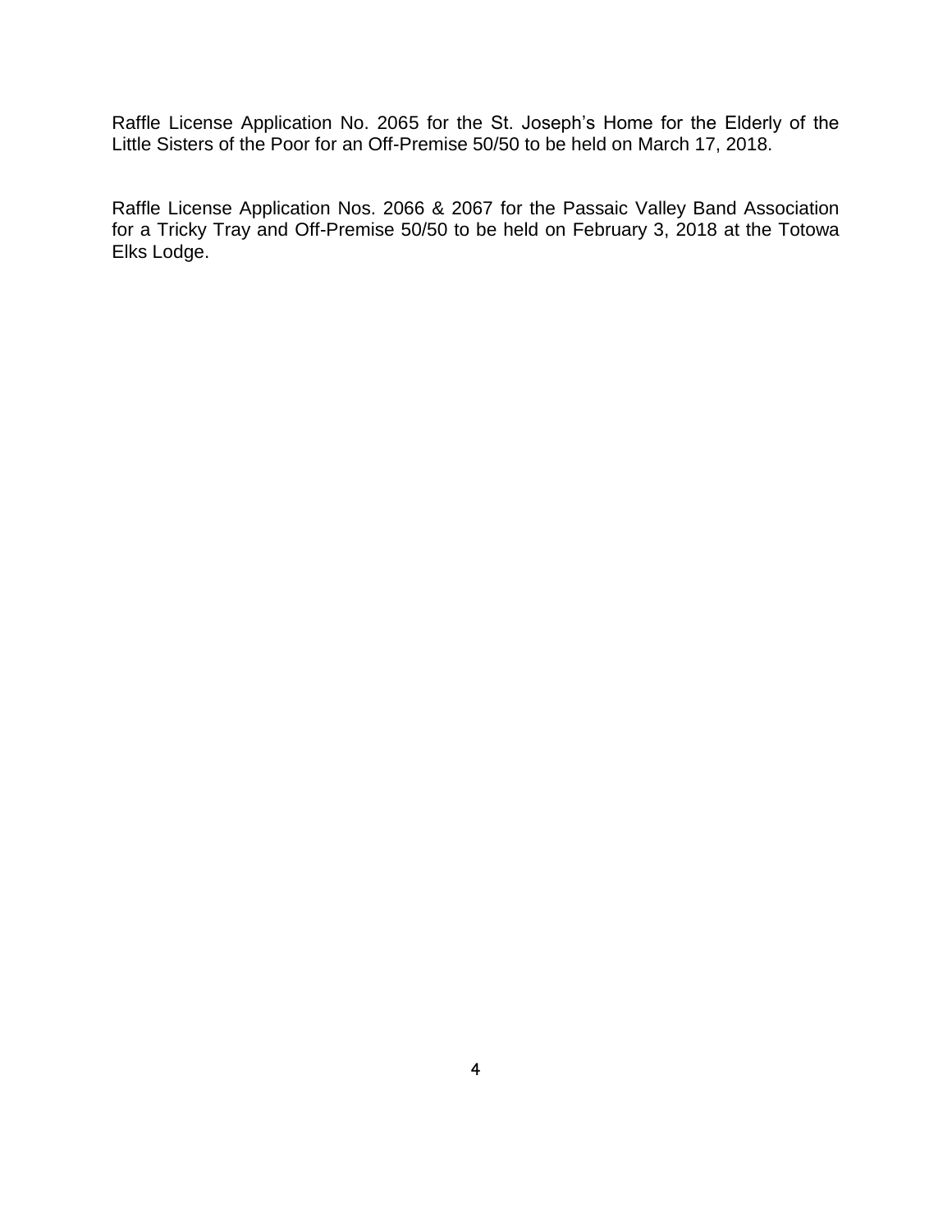Raffle License Application No. 2065 for the St. Joseph's Home for the Elderly of the Little Sisters of the Poor for an Off-Premise 50/50 to be held on March 17, 2018.

Raffle License Application Nos. 2066 & 2067 for the Passaic Valley Band Association for a Tricky Tray and Off-Premise 50/50 to be held on February 3, 2018 at the Totowa Elks Lodge.